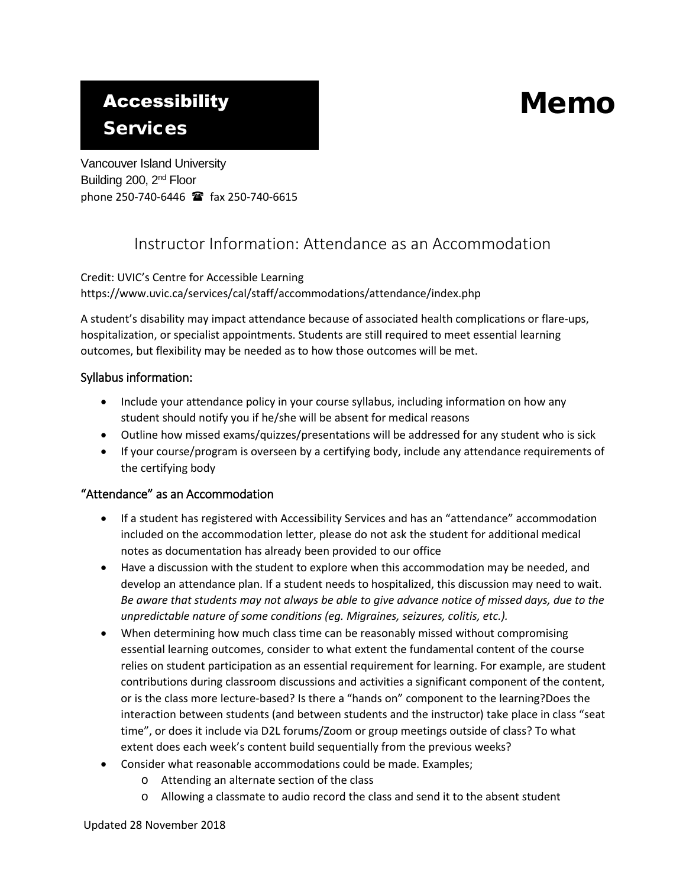# Accessibility Services

# Memo

Vancouver Island University
Building 200, 2nd Floor
phone 250-740-6446 ☎ fax 250-740-6615

## Instructor Information: Attendance as an Accommodation

Credit: UVIC's Centre for Accessible Learning
https://www.uvic.ca/services/cal/staff/accommodations/attendance/index.php

A student's disability may impact attendance because of associated health complications or flare-ups, hospitalization, or specialist appointments. Students are still required to meet essential learning outcomes, but flexibility may be needed as to how those outcomes will be met.

### Syllabus information:

- Include your attendance policy in your course syllabus, including information on how any student should notify you if he/she will be absent for medical reasons
- Outline how missed exams/quizzes/presentations will be addressed for any student who is sick
- If your course/program is overseen by a certifying body, include any attendance requirements of the certifying body

### "Attendance" as an Accommodation

- If a student has registered with Accessibility Services and has an "attendance" accommodation included on the accommodation letter, please do not ask the student for additional medical notes as documentation has already been provided to our office
- Have a discussion with the student to explore when this accommodation may be needed, and develop an attendance plan. If a student needs to hospitalized, this discussion may need to wait. *Be aware that students may not always be able to give advance notice of missed days, due to the unpredictable nature of some conditions (eg. Migraines, seizures, colitis, etc.).*
- When determining how much class time can be reasonably missed without compromising essential learning outcomes, consider to what extent the fundamental content of the course relies on student participation as an essential requirement for learning. For example, are student contributions during classroom discussions and activities a significant component of the content, or is the class more lecture-based? Is there a "hands on" component to the learning?Does the interaction between students (and between students and the instructor) take place in class "seat time", or does it include via D2L forums/Zoom or group meetings outside of class? To what extent does each week's content build sequentially from the previous weeks?
- Consider what reasonable accommodations could be made. Examples;
  - Attending an alternate section of the class
  - Allowing a classmate to audio record the class and send it to the absent student

Updated 28 November 2018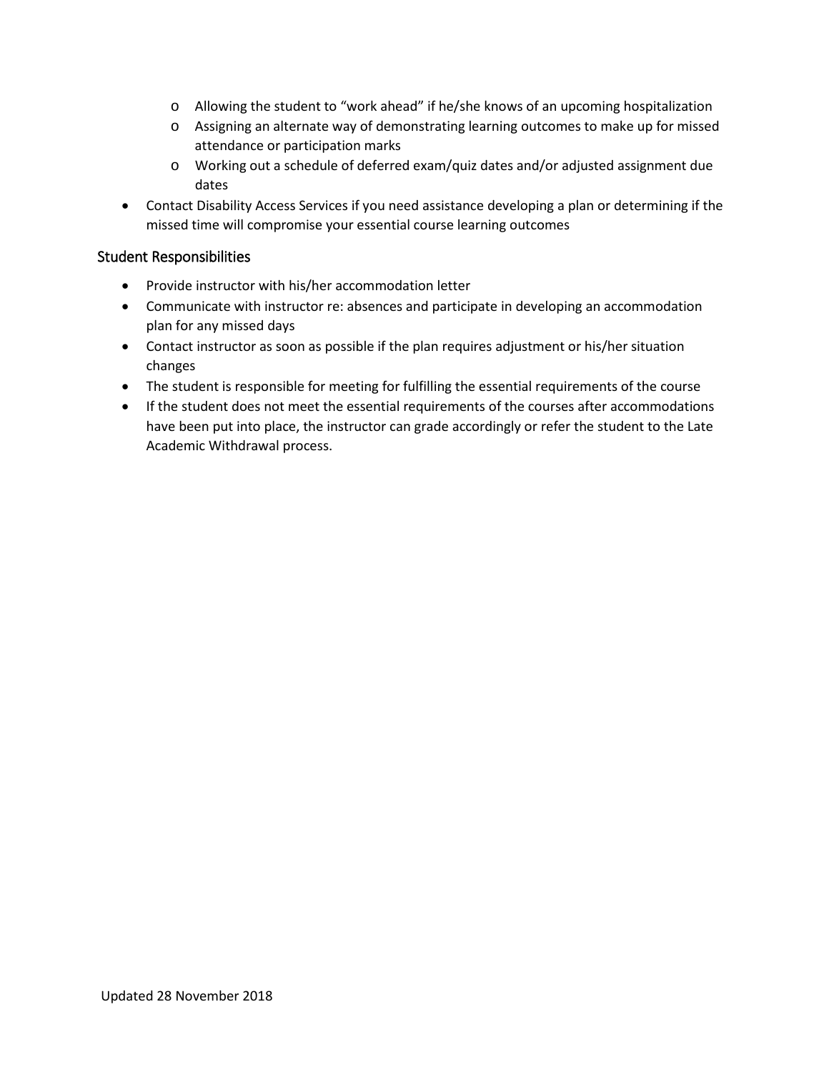- Allowing the student to "work ahead" if he/she knows of an upcoming hospitalization
  - Assigning an alternate way of demonstrating learning outcomes to make up for missed attendance or participation marks
  - Working out a schedule of deferred exam/quiz dates and/or adjusted assignment due dates
- Contact Disability Access Services if you need assistance developing a plan or determining if the missed time will compromise your essential course learning outcomes

## Student Responsibilities

- Provide instructor with his/her accommodation letter
- Communicate with instructor re: absences and participate in developing an accommodation plan for any missed days
- Contact instructor as soon as possible if the plan requires adjustment or his/her situation changes
- The student is responsible for meeting for fulfilling the essential requirements of the course
- If the student does not meet the essential requirements of the courses after accommodations have been put into place, the instructor can grade accordingly or refer the student to the Late Academic Withdrawal process.

Updated 28 November 2018